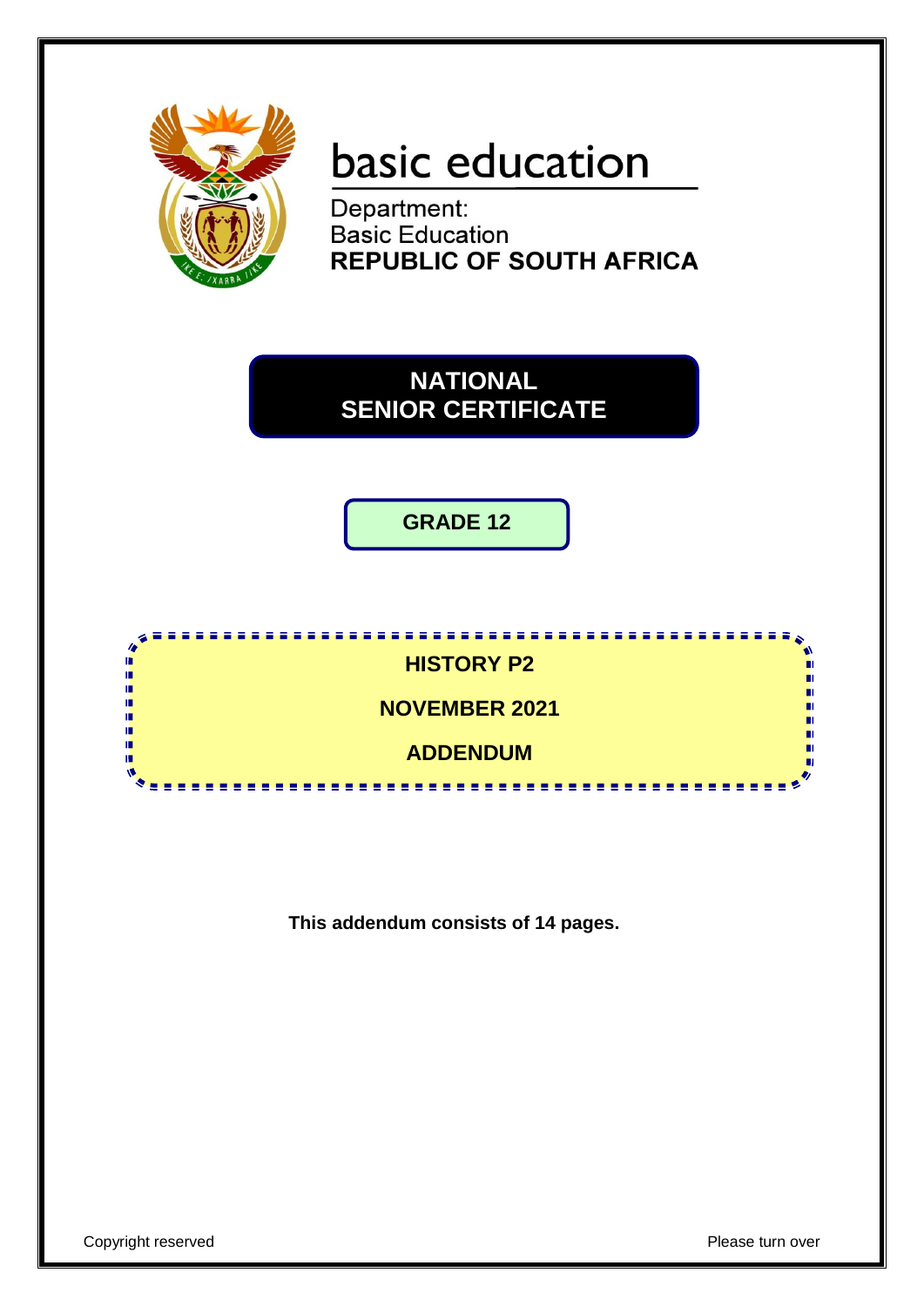basic education

Department:
Basic Education
**REPUBLIC OF SOUTH AFRICA**

# NATIONAL SENIOR CERTIFICATE

## GRADE 12

## HISTORY P2

## NOVEMBER 2021

## ADDENDUM

**This addendum consists of 14 pages.**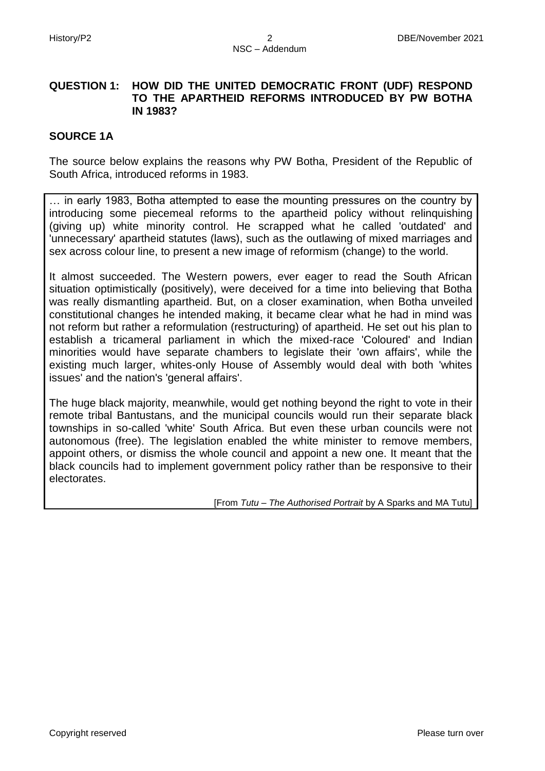## QUESTION 1: HOW DID THE UNITED DEMOCRATIC FRONT (UDF) RESPOND TO THE APARTHEID REFORMS INTRODUCED BY PW BOTHA IN 1983?

### SOURCE 1A

The source below explains the reasons why PW Botha, President of the Republic of South Africa, introduced reforms in 1983.

> … in early 1983, Botha attempted to ease the mounting pressures on the country by introducing some piecemeal reforms to the apartheid policy without relinquishing (giving up) white minority control. He scrapped what he called 'outdated' and 'unnecessary' apartheid statutes (laws), such as the outlawing of mixed marriages and sex across colour line, to present a new image of reformism (change) to the world.
>
> It almost succeeded. The Western powers, ever eager to read the South African situation optimistically (positively), were deceived for a time into believing that Botha was really dismantling apartheid. But, on a closer examination, when Botha unveiled constitutional changes he intended making, it became clear what he had in mind was not reform but rather a reformulation (restructuring) of apartheid. He set out his plan to establish a tricameral parliament in which the mixed-race 'Coloured' and Indian minorities would have separate chambers to legislate their 'own affairs', while the existing much larger, whites-only House of Assembly would deal with both 'whites issues' and the nation's 'general affairs'.
>
> The huge black majority, meanwhile, would get nothing beyond the right to vote in their remote tribal Bantustans, and the municipal councils would run their separate black townships in so-called 'white' South Africa. But even these urban councils were not autonomous (free). The legislation enabled the white minister to remove members, appoint others, or dismiss the whole council and appoint a new one. It meant that the black councils had to implement government policy rather than be responsive to their electorates.
>
> [From *Tutu – The Authorised Portrait* by A Sparks and MA Tutu]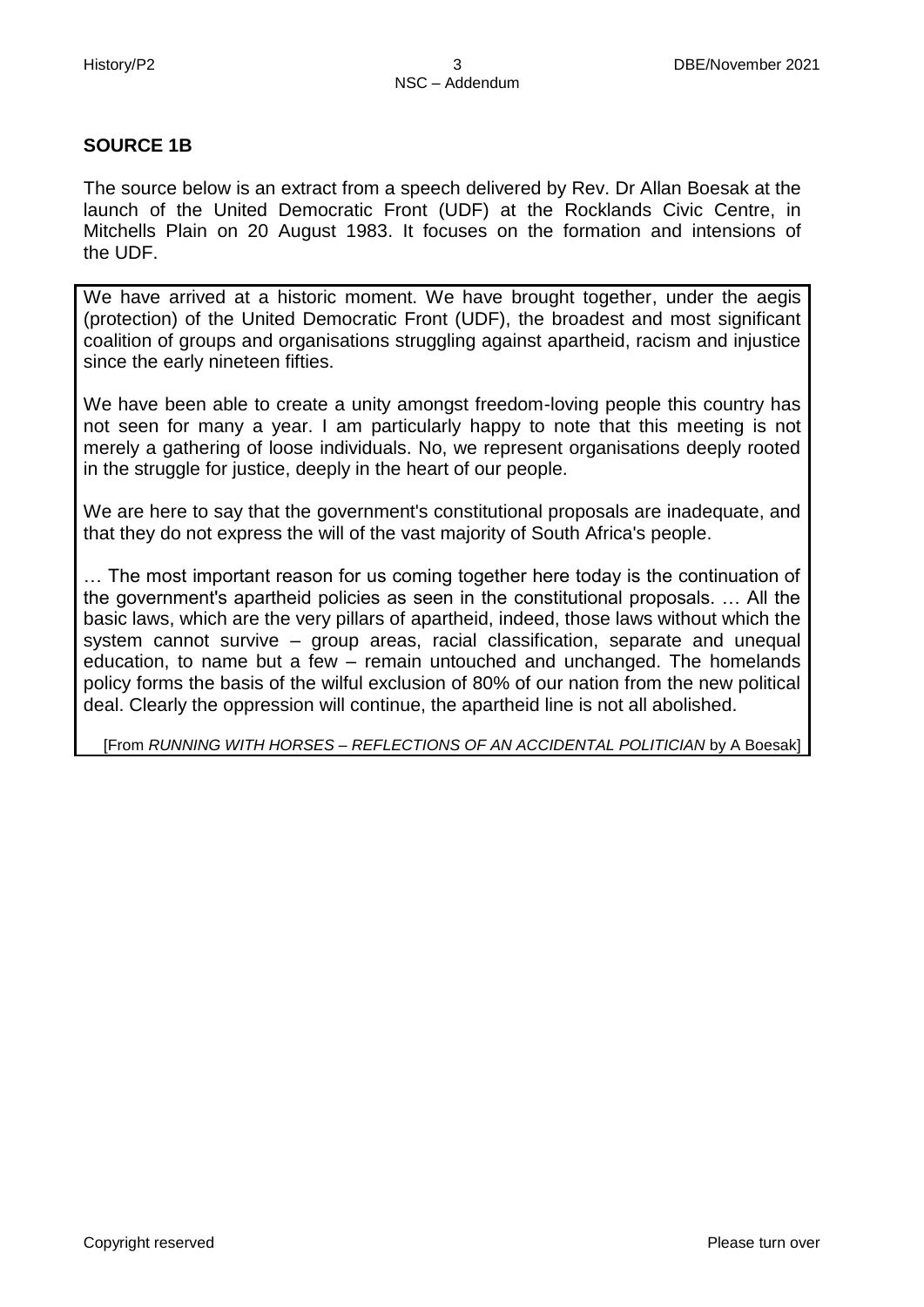## SOURCE 1B

The source below is an extract from a speech delivered by Rev. Dr Allan Boesak at the launch of the United Democratic Front (UDF) at the Rocklands Civic Centre, in Mitchells Plain on 20 August 1983. It focuses on the formation and intensions of the UDF.

We have arrived at a historic moment. We have brought together, under the aegis (protection) of the United Democratic Front (UDF), the broadest and most significant coalition of groups and organisations struggling against apartheid, racism and injustice since the early nineteen fifties.

We have been able to create a unity amongst freedom-loving people this country has not seen for many a year. I am particularly happy to note that this meeting is not merely a gathering of loose individuals. No, we represent organisations deeply rooted in the struggle for justice, deeply in the heart of our people.

We are here to say that the government's constitutional proposals are inadequate, and that they do not express the will of the vast majority of South Africa's people.

… The most important reason for us coming together here today is the continuation of the government's apartheid policies as seen in the constitutional proposals. … All the basic laws, which are the very pillars of apartheid, indeed, those laws without which the system cannot survive – group areas, racial classification, separate and unequal education, to name but a few – remain untouched and unchanged. The homelands policy forms the basis of the wilful exclusion of 80% of our nation from the new political deal. Clearly the oppression will continue, the apartheid line is not all abolished.

[From *RUNNING WITH HORSES – REFLECTIONS OF AN ACCIDENTAL POLITICIAN* by A Boesak]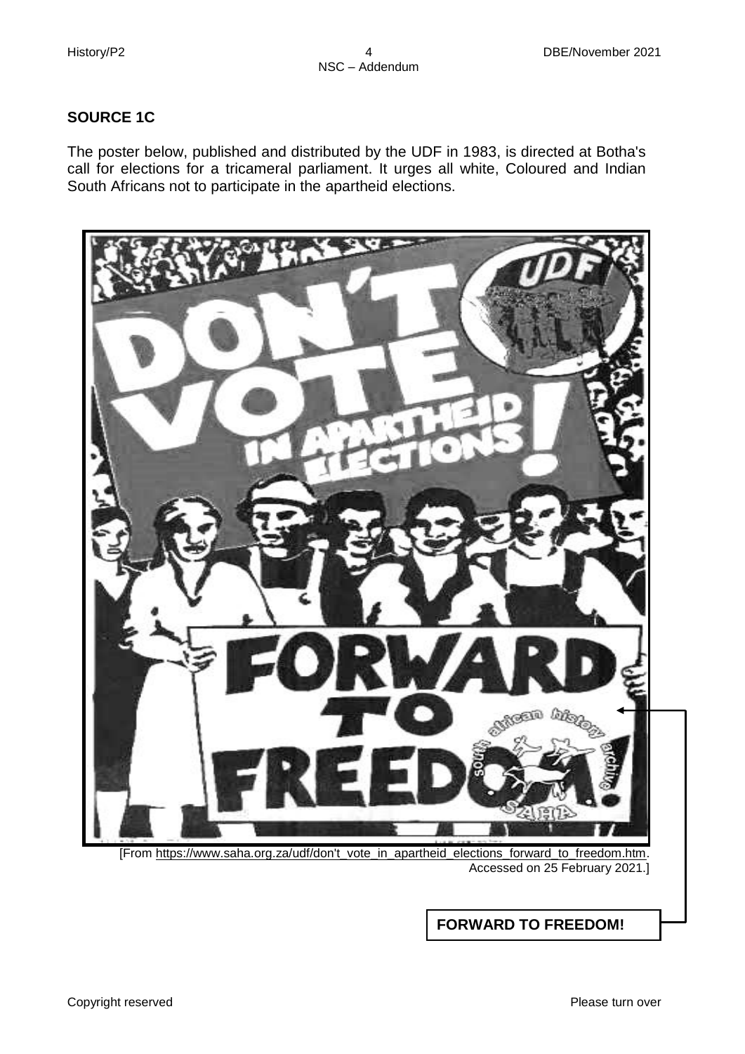**SOURCE 1C**

The poster below, published and distributed by the UDF in 1983, is directed at Botha's call for elections for a tricameral parliament. It urges all white, Coloured and Indian South Africans not to participate in the apartheid elections.

[From https://www.saha.org.za/udf/don't_vote_in_apartheid_elections_forward_to_freedom.htm. Accessed on 25 February 2021.]

**FORWARD TO FREEDOM!**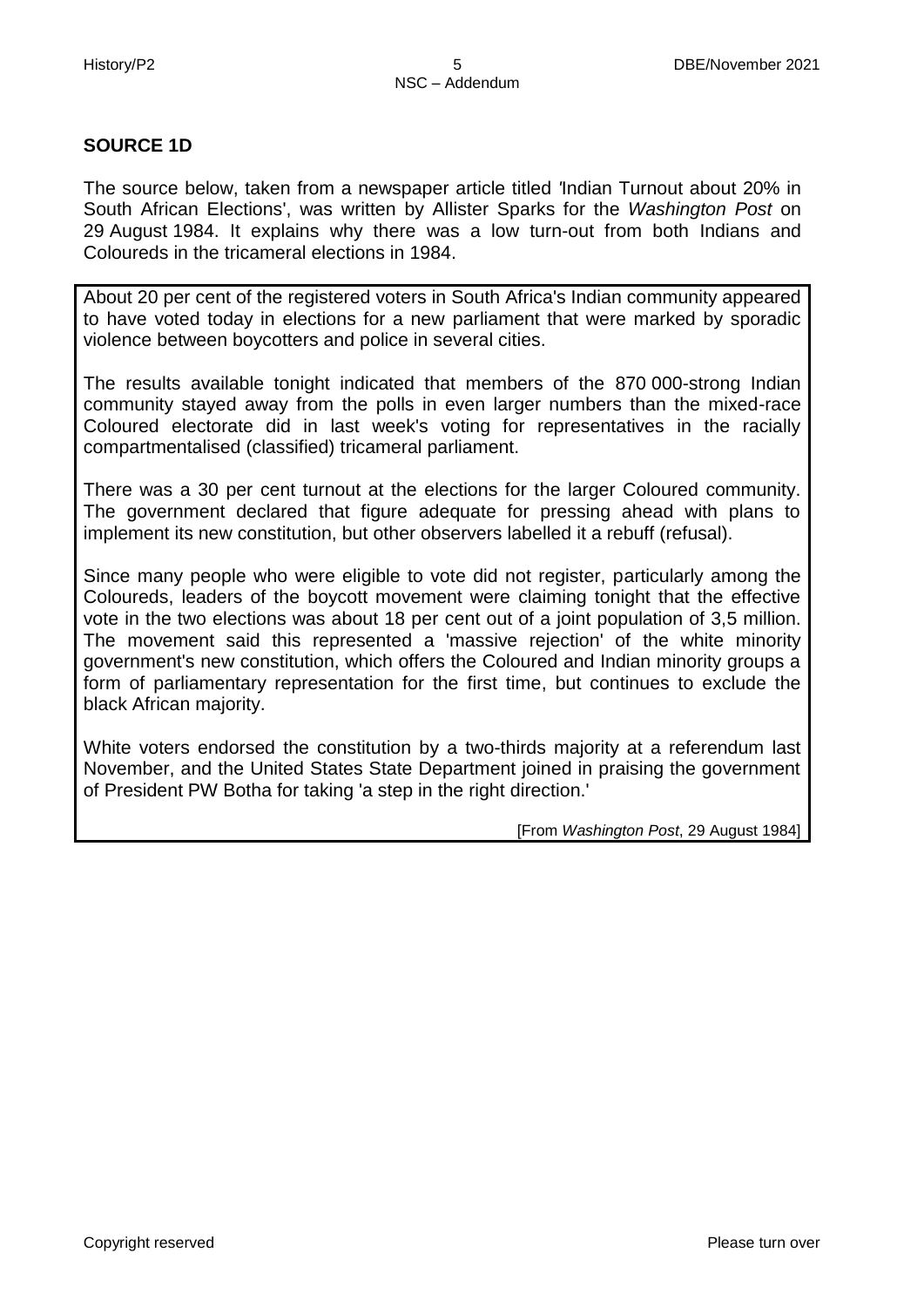## SOURCE 1D

The source below, taken from a newspaper article titled 'Indian Turnout about 20% in South African Elections', was written by Allister Sparks for the *Washington Post* on 29 August 1984. It explains why there was a low turn-out from both Indians and Coloureds in the tricameral elections in 1984.

About 20 per cent of the registered voters in South Africa's Indian community appeared to have voted today in elections for a new parliament that were marked by sporadic violence between boycotters and police in several cities.

The results available tonight indicated that members of the 870 000-strong Indian community stayed away from the polls in even larger numbers than the mixed-race Coloured electorate did in last week's voting for representatives in the racially compartmentalised (classified) tricameral parliament.

There was a 30 per cent turnout at the elections for the larger Coloured community. The government declared that figure adequate for pressing ahead with plans to implement its new constitution, but other observers labelled it a rebuff (refusal).

Since many people who were eligible to vote did not register, particularly among the Coloureds, leaders of the boycott movement were claiming tonight that the effective vote in the two elections was about 18 per cent out of a joint population of 3,5 million. The movement said this represented a 'massive rejection' of the white minority government's new constitution, which offers the Coloured and Indian minority groups a form of parliamentary representation for the first time, but continues to exclude the black African majority.

White voters endorsed the constitution by a two-thirds majority at a referendum last November, and the United States State Department joined in praising the government of President PW Botha for taking 'a step in the right direction.'

[From *Washington Post*, 29 August 1984]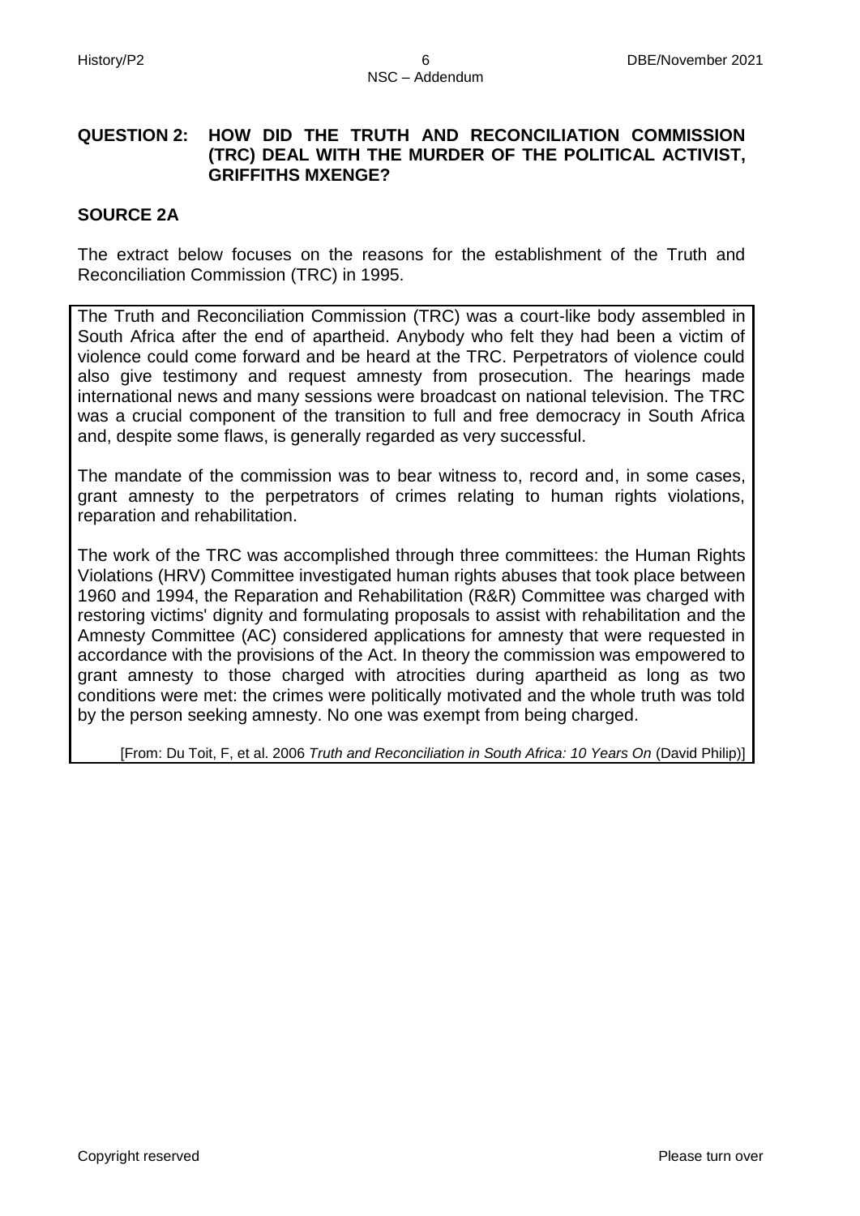## QUESTION 2: HOW DID THE TRUTH AND RECONCILIATION COMMISSION (TRC) DEAL WITH THE MURDER OF THE POLITICAL ACTIVIST, GRIFFITHS MXENGE?

### SOURCE 2A

The extract below focuses on the reasons for the establishment of the Truth and Reconciliation Commission (TRC) in 1995.

The Truth and Reconciliation Commission (TRC) was a court-like body assembled in South Africa after the end of apartheid. Anybody who felt they had been a victim of violence could come forward and be heard at the TRC. Perpetrators of violence could also give testimony and request amnesty from prosecution. The hearings made international news and many sessions were broadcast on national television. The TRC was a crucial component of the transition to full and free democracy in South Africa and, despite some flaws, is generally regarded as very successful.

The mandate of the commission was to bear witness to, record and, in some cases, grant amnesty to the perpetrators of crimes relating to human rights violations, reparation and rehabilitation.

The work of the TRC was accomplished through three committees: the Human Rights Violations (HRV) Committee investigated human rights abuses that took place between 1960 and 1994, the Reparation and Rehabilitation (R&R) Committee was charged with restoring victims' dignity and formulating proposals to assist with rehabilitation and the Amnesty Committee (AC) considered applications for amnesty that were requested in accordance with the provisions of the Act. In theory the commission was empowered to grant amnesty to those charged with atrocities during apartheid as long as two conditions were met: the crimes were politically motivated and the whole truth was told by the person seeking amnesty. No one was exempt from being charged.

[From: Du Toit, F, et al. 2006 *Truth and Reconciliation in South Africa: 10 Years On* (David Philip)]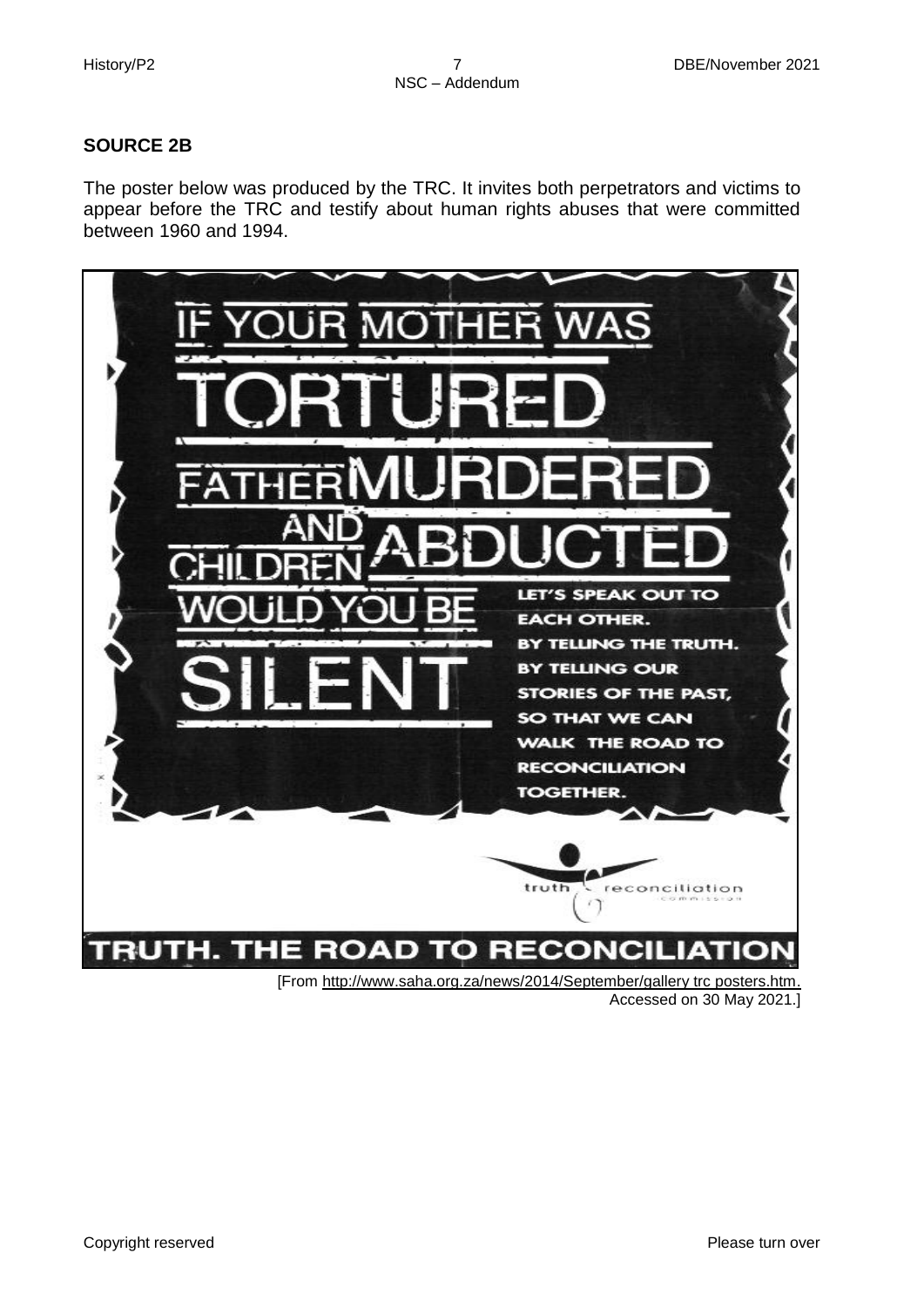**SOURCE 2B**

The poster below was produced by the TRC. It invites both perpetrators and victims to appear before the TRC and testify about human rights abuses that were committed between 1960 and 1994.

IF YOUR MOTHER WAS TORTURED FATHER MURDERED AND CHILDREN ABDUCTED WOULD YOU BE SILENT

LET'S SPEAK OUT TO EACH OTHER. BY TELLING THE TRUTH. BY TELLING OUR STORIES OF THE PAST, SO THAT WE CAN WALK THE ROAD TO RECONCILIATION TOGETHER.

truth reconciliation commission

TRUTH. THE ROAD TO RECONCILIATION

[From http://www.saha.org.za/news/2014/September/gallery trc posters.htm. Accessed on 30 May 2021.]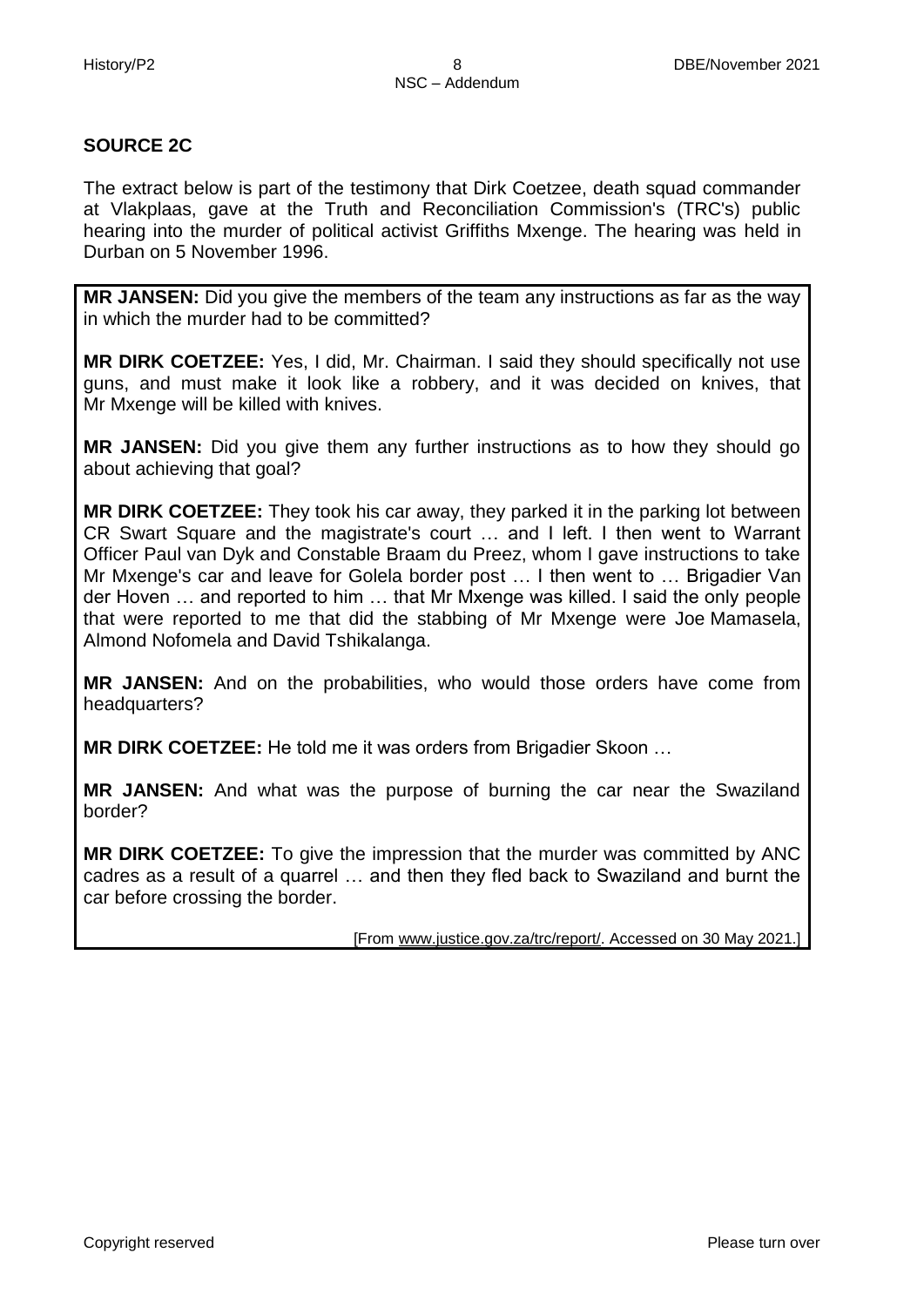## SOURCE 2C

The extract below is part of the testimony that Dirk Coetzee, death squad commander at Vlakplaas, gave at the Truth and Reconciliation Commission's (TRC's) public hearing into the murder of political activist Griffiths Mxenge. The hearing was held in Durban on 5 November 1996.

**MR JANSEN:** Did you give the members of the team any instructions as far as the way in which the murder had to be committed?

**MR DIRK COETZEE:** Yes, I did, Mr. Chairman. I said they should specifically not use guns, and must make it look like a robbery, and it was decided on knives, that Mr Mxenge will be killed with knives.

**MR JANSEN:** Did you give them any further instructions as to how they should go about achieving that goal?

**MR DIRK COETZEE:** They took his car away, they parked it in the parking lot between CR Swart Square and the magistrate's court … and I left. I then went to Warrant Officer Paul van Dyk and Constable Braam du Preez, whom I gave instructions to take Mr Mxenge's car and leave for Golela border post … I then went to … Brigadier Van der Hoven … and reported to him … that Mr Mxenge was killed. I said the only people that were reported to me that did the stabbing of Mr Mxenge were Joe Mamasela, Almond Nofomela and David Tshikalanga.

**MR JANSEN:** And on the probabilities, who would those orders have come from headquarters?

**MR DIRK COETZEE:** He told me it was orders from Brigadier Skoon …

**MR JANSEN:** And what was the purpose of burning the car near the Swaziland border?

**MR DIRK COETZEE:** To give the impression that the murder was committed by ANC cadres as a result of a quarrel … and then they fled back to Swaziland and burnt the car before crossing the border.

[From www.justice.gov.za/trc/report/. Accessed on 30 May 2021.]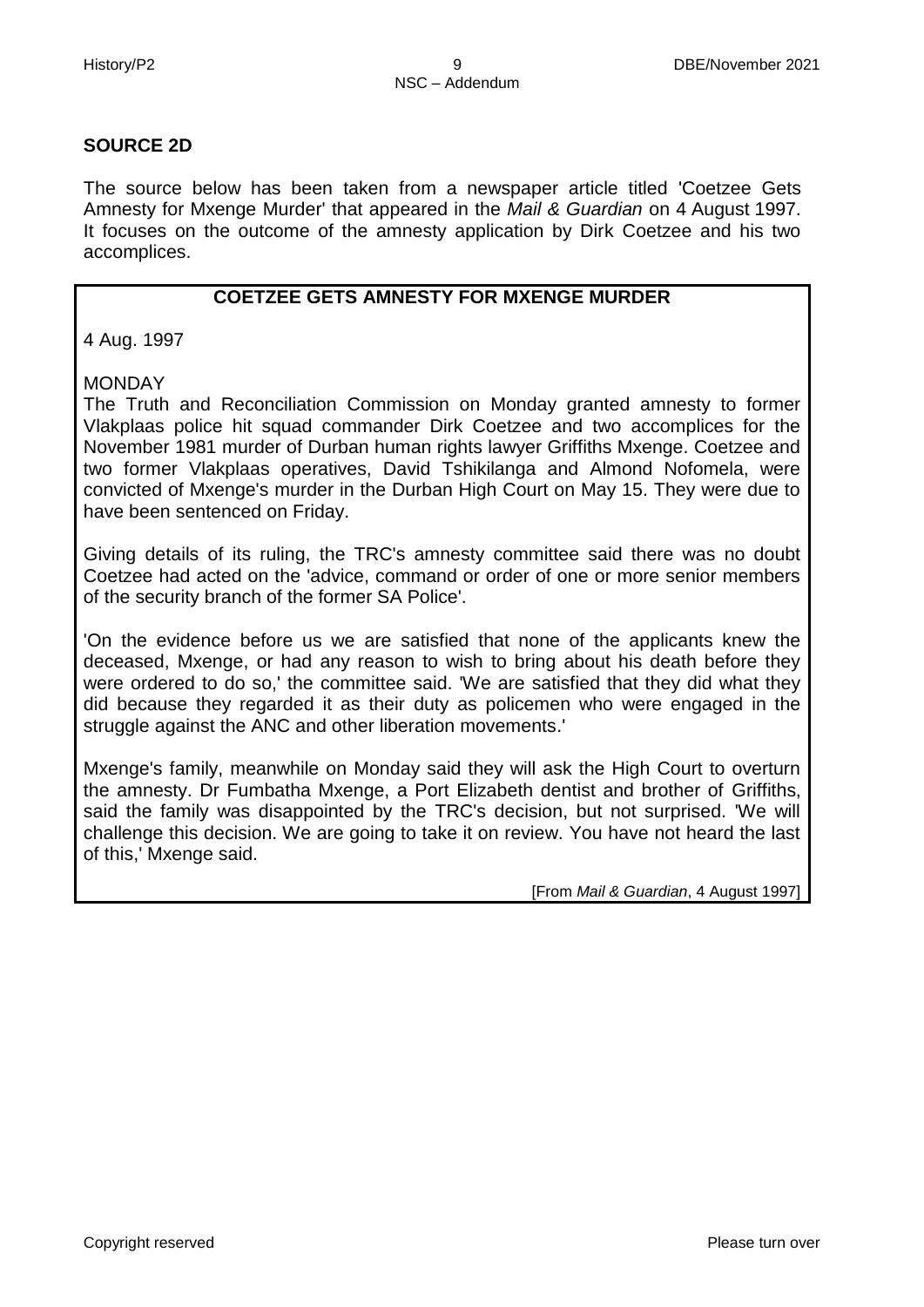## SOURCE 2D

The source below has been taken from a newspaper article titled 'Coetzee Gets Amnesty for Mxenge Murder' that appeared in the *Mail & Guardian* on 4 August 1997. It focuses on the outcome of the amnesty application by Dirk Coetzee and his two accomplices.

**COETZEE GETS AMNESTY FOR MXENGE MURDER**

4 Aug. 1997

MONDAY
The Truth and Reconciliation Commission on Monday granted amnesty to former Vlakplaas police hit squad commander Dirk Coetzee and two accomplices for the November 1981 murder of Durban human rights lawyer Griffiths Mxenge. Coetzee and two former Vlakplaas operatives, David Tshikilanga and Almond Nofomela, were convicted of Mxenge's murder in the Durban High Court on May 15. They were due to have been sentenced on Friday.

Giving details of its ruling, the TRC's amnesty committee said there was no doubt Coetzee had acted on the 'advice, command or order of one or more senior members of the security branch of the former SA Police'.

'On the evidence before us we are satisfied that none of the applicants knew the deceased, Mxenge, or had any reason to wish to bring about his death before they were ordered to do so,' the committee said. 'We are satisfied that they did what they did because they regarded it as their duty as policemen who were engaged in the struggle against the ANC and other liberation movements.'

Mxenge's family, meanwhile on Monday said they will ask the High Court to overturn the amnesty. Dr Fumbatha Mxenge, a Port Elizabeth dentist and brother of Griffiths, said the family was disappointed by the TRC's decision, but not surprised. 'We will challenge this decision. We are going to take it on review. You have not heard the last of this,' Mxenge said.

[From *Mail & Guardian*, 4 August 1997]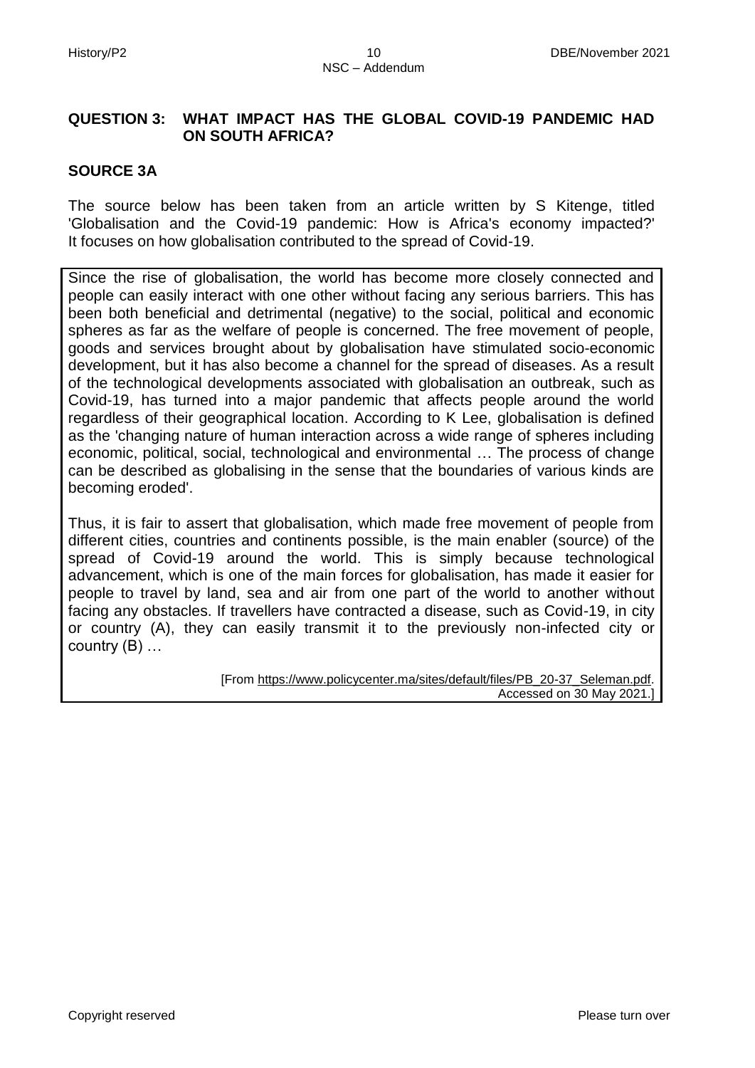## QUESTION 3: WHAT IMPACT HAS THE GLOBAL COVID-19 PANDEMIC HAD ON SOUTH AFRICA?

### SOURCE 3A

The source below has been taken from an article written by S Kitenge, titled 'Globalisation and the Covid-19 pandemic: How is Africa's economy impacted?' It focuses on how globalisation contributed to the spread of Covid-19.

> Since the rise of globalisation, the world has become more closely connected and people can easily interact with one other without facing any serious barriers. This has been both beneficial and detrimental (negative) to the social, political and economic spheres as far as the welfare of people is concerned. The free movement of people, goods and services brought about by globalisation have stimulated socio-economic development, but it has also become a channel for the spread of diseases. As a result of the technological developments associated with globalisation an outbreak, such as Covid-19, has turned into a major pandemic that affects people around the world regardless of their geographical location. According to K Lee, globalisation is defined as the 'changing nature of human interaction across a wide range of spheres including economic, political, social, technological and environmental … The process of change can be described as globalising in the sense that the boundaries of various kinds are becoming eroded'.
>
> Thus, it is fair to assert that globalisation, which made free movement of people from different cities, countries and continents possible, is the main enabler (source) of the spread of Covid-19 around the world. This is simply because technological advancement, which is one of the main forces for globalisation, has made it easier for people to travel by land, sea and air from one part of the world to another without facing any obstacles. If travellers have contracted a disease, such as Covid-19, in city or country (A), they can easily transmit it to the previously non-infected city or country (B) …
>
> [From https://www.policycenter.ma/sites/default/files/PB_20-37_Seleman.pdf. Accessed on 30 May 2021.]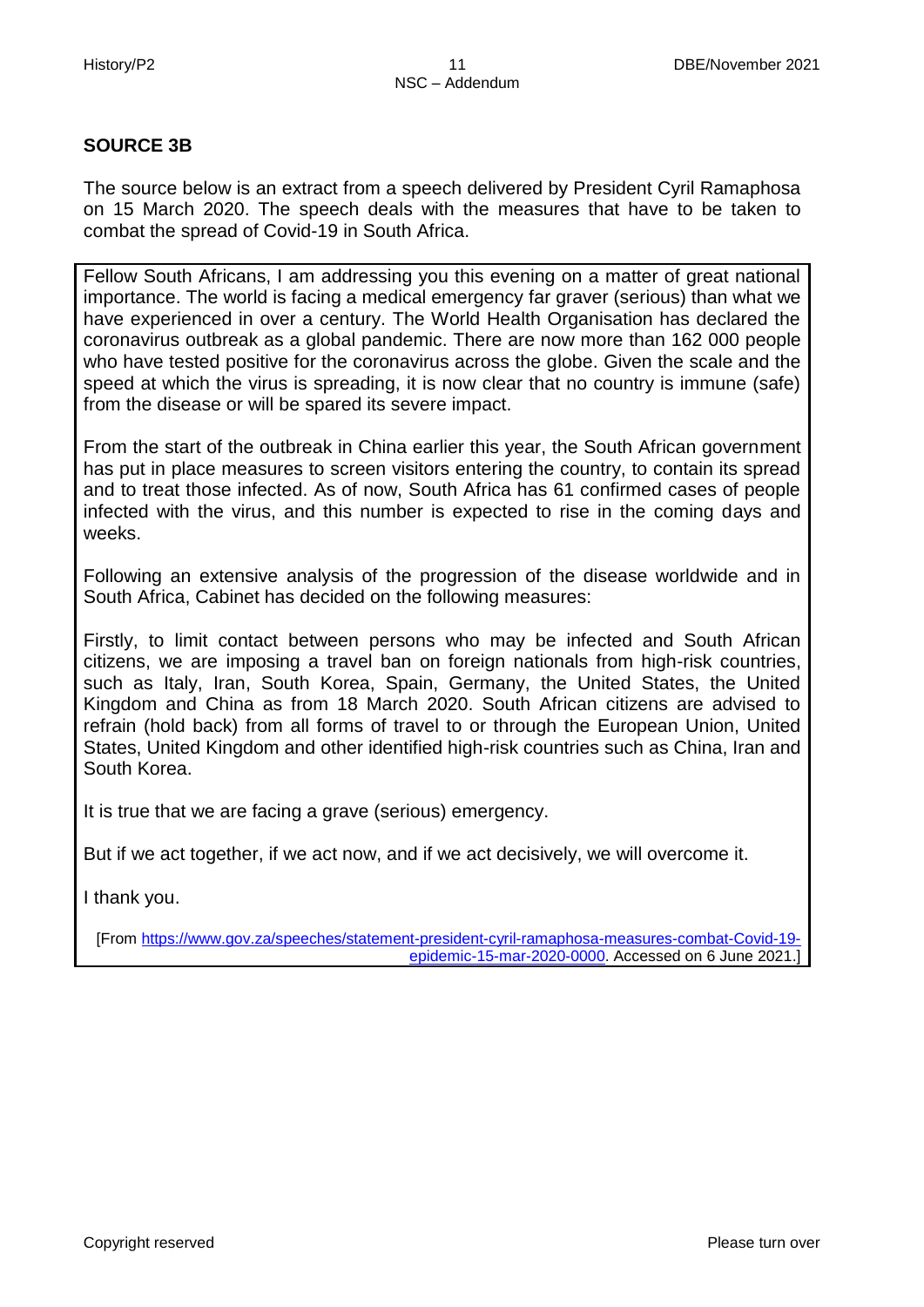## SOURCE 3B

The source below is an extract from a speech delivered by President Cyril Ramaphosa on 15 March 2020. The speech deals with the measures that have to be taken to combat the spread of Covid-19 in South Africa.

Fellow South Africans, I am addressing you this evening on a matter of great national importance. The world is facing a medical emergency far graver (serious) than what we have experienced in over a century. The World Health Organisation has declared the coronavirus outbreak as a global pandemic. There are now more than 162 000 people who have tested positive for the coronavirus across the globe. Given the scale and the speed at which the virus is spreading, it is now clear that no country is immune (safe) from the disease or will be spared its severe impact.

From the start of the outbreak in China earlier this year, the South African government has put in place measures to screen visitors entering the country, to contain its spread and to treat those infected. As of now, South Africa has 61 confirmed cases of people infected with the virus, and this number is expected to rise in the coming days and weeks.

Following an extensive analysis of the progression of the disease worldwide and in South Africa, Cabinet has decided on the following measures:

Firstly, to limit contact between persons who may be infected and South African citizens, we are imposing a travel ban on foreign nationals from high-risk countries, such as Italy, Iran, South Korea, Spain, Germany, the United States, the United Kingdom and China as from 18 March 2020. South African citizens are advised to refrain (hold back) from all forms of travel to or through the European Union, United States, United Kingdom and other identified high-risk countries such as China, Iran and South Korea.

It is true that we are facing a grave (serious) emergency.

But if we act together, if we act now, and if we act decisively, we will overcome it.

I thank you.

[From https://www.gov.za/speeches/statement-president-cyril-ramaphosa-measures-combat-Covid-19-epidemic-15-mar-2020-0000. Accessed on 6 June 2021.]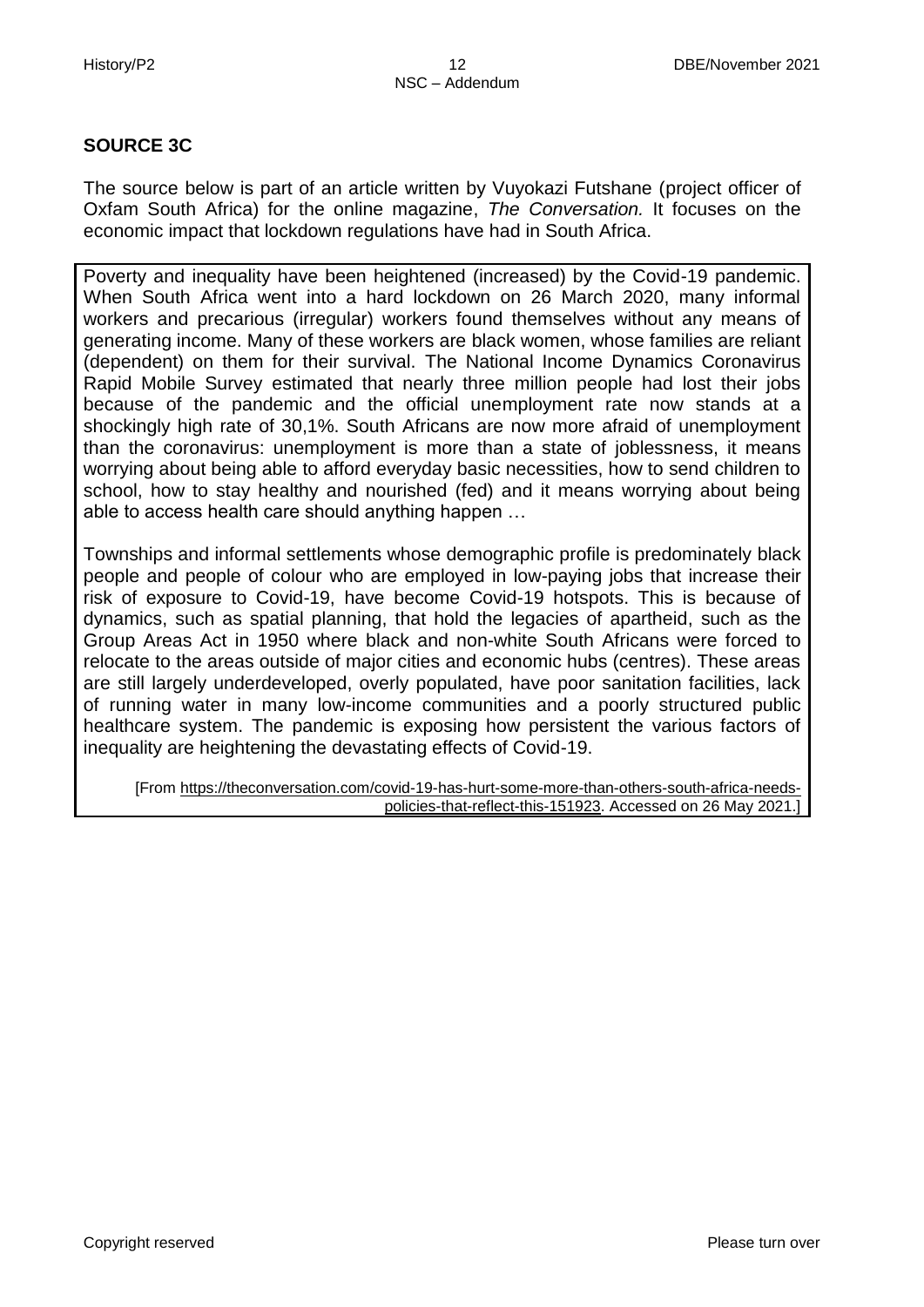## SOURCE 3C

The source below is part of an article written by Vuyokazi Futshane (project officer of Oxfam South Africa) for the online magazine, *The Conversation.* It focuses on the economic impact that lockdown regulations have had in South Africa.

Poverty and inequality have been heightened (increased) by the Covid-19 pandemic. When South Africa went into a hard lockdown on 26 March 2020, many informal workers and precarious (irregular) workers found themselves without any means of generating income. Many of these workers are black women, whose families are reliant (dependent) on them for their survival. The National Income Dynamics Coronavirus Rapid Mobile Survey estimated that nearly three million people had lost their jobs because of the pandemic and the official unemployment rate now stands at a shockingly high rate of 30,1%. South Africans are now more afraid of unemployment than the coronavirus: unemployment is more than a state of joblessness, it means worrying about being able to afford everyday basic necessities, how to send children to school, how to stay healthy and nourished (fed) and it means worrying about being able to access health care should anything happen …

Townships and informal settlements whose demographic profile is predominately black people and people of colour who are employed in low-paying jobs that increase their risk of exposure to Covid-19, have become Covid-19 hotspots. This is because of dynamics, such as spatial planning, that hold the legacies of apartheid, such as the Group Areas Act in 1950 where black and non-white South Africans were forced to relocate to the areas outside of major cities and economic hubs (centres). These areas are still largely underdeveloped, overly populated, have poor sanitation facilities, lack of running water in many low-income communities and a poorly structured public healthcare system. The pandemic is exposing how persistent the various factors of inequality are heightening the devastating effects of Covid-19.

[From https://theconversation.com/covid-19-has-hurt-some-more-than-others-south-africa-needs-policies-that-reflect-this-151923. Accessed on 26 May 2021.]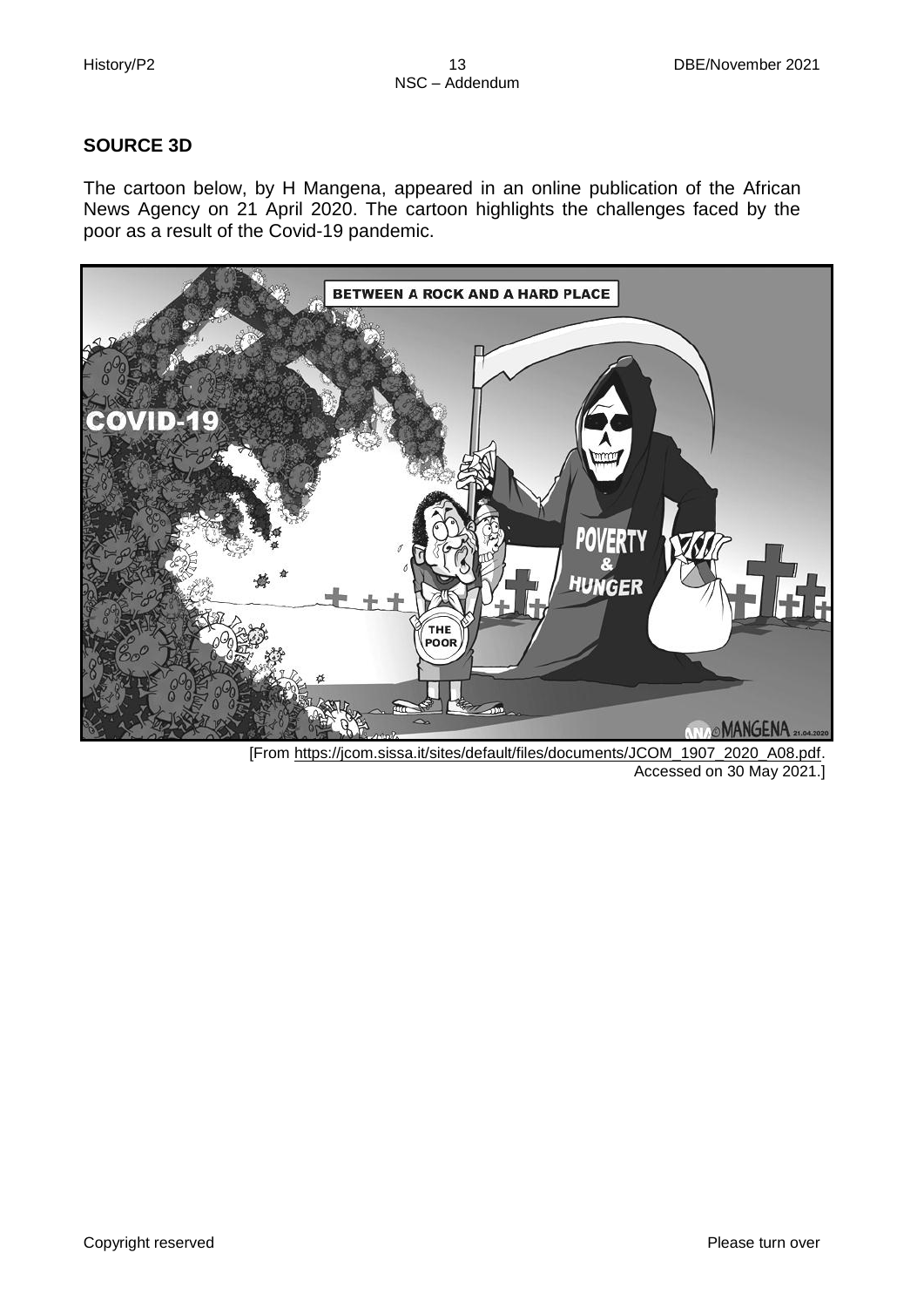**SOURCE 3D**

The cartoon below, by H Mangena, appeared in an online publication of the African News Agency on 21 April 2020. The cartoon highlights the challenges faced by the poor as a result of the Covid-19 pandemic.

[From https://jcom.sissa.it/sites/default/files/documents/JCOM_1907_2020_A08.pdf. Accessed on 30 May 2021.]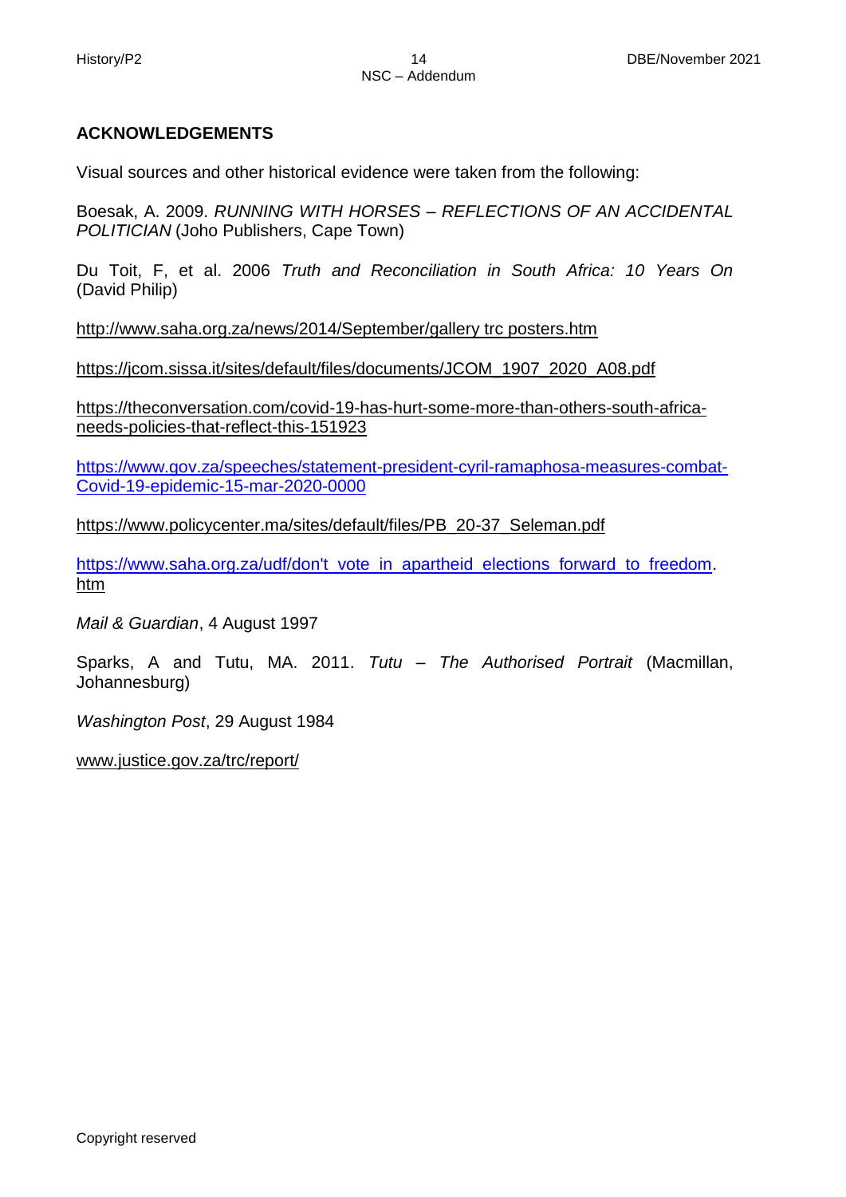## ACKNOWLEDGEMENTS

Visual sources and other historical evidence were taken from the following:

Boesak, A. 2009. *RUNNING WITH HORSES – REFLECTIONS OF AN ACCIDENTAL POLITICIAN* (Joho Publishers, Cape Town)

Du Toit, F, et al. 2006 *Truth and Reconciliation in South Africa: 10 Years On* (David Philip)

http://www.saha.org.za/news/2014/September/gallery trc posters.htm

https://jcom.sissa.it/sites/default/files/documents/JCOM_1907_2020_A08.pdf

https://theconversation.com/covid-19-has-hurt-some-more-than-others-south-africa-needs-policies-that-reflect-this-151923

https://www.gov.za/speeches/statement-president-cyril-ramaphosa-measures-combat-Covid-19-epidemic-15-mar-2020-0000

https://www.policycenter.ma/sites/default/files/PB_20-37_Seleman.pdf

https://www.saha.org.za/udf/don't_vote_in_apartheid_elections_forward_to_freedom.htm

*Mail & Guardian*, 4 August 1997

Sparks, A and Tutu, MA. 2011. *Tutu – The Authorised Portrait* (Macmillan, Johannesburg)

*Washington Post*, 29 August 1984

www.justice.gov.za/trc/report/